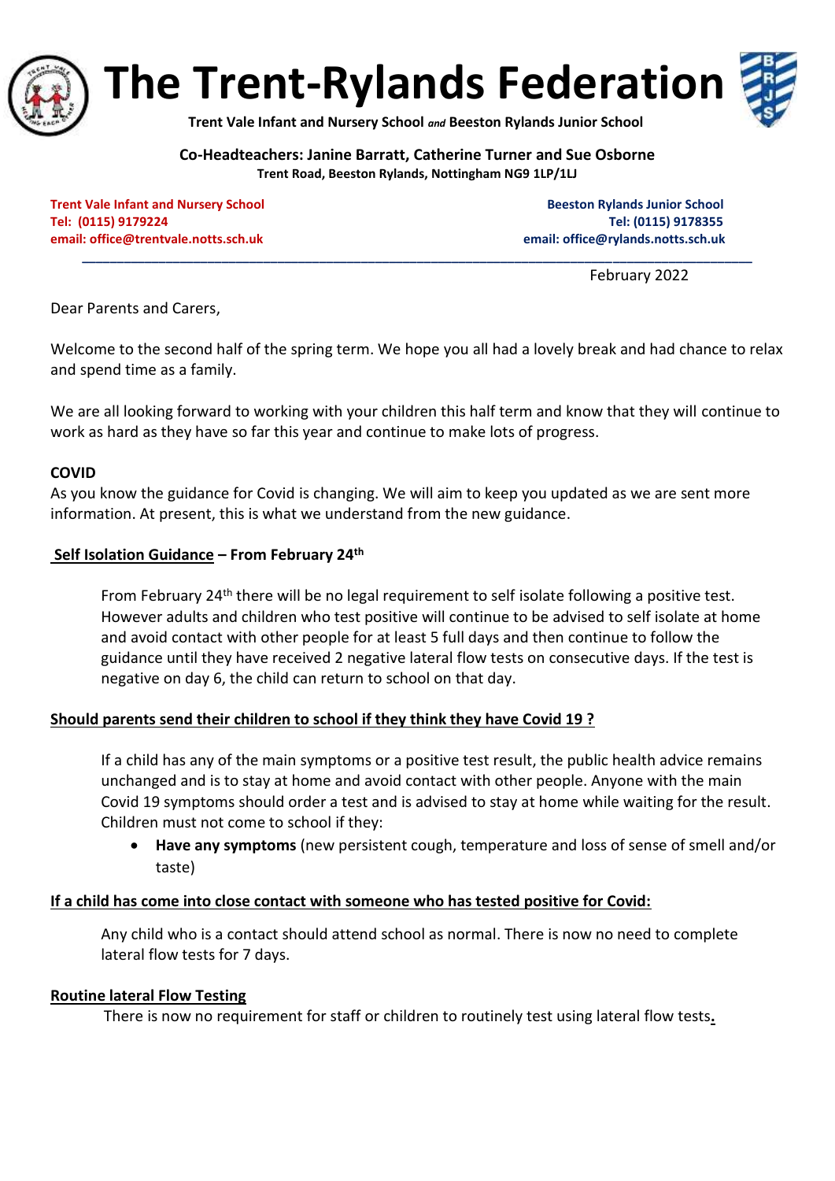# The Trent-Rylands Federation

**Trent Vale Infant and Nursery School *and* Beeston Rylands Junior School**

**Co-Headteachers: Janine Barratt, Catherine Turner and Sue Osborne**
**Trent Road, Beeston Rylands, Nottingham NG9 1LP/1LJ**

**Trent Vale Infant and Nursery School**
**Tel: (0115) 9179224**
**email: office@trentvale.notts.sch.uk**

**Beeston Rylands Junior School**
**Tel: (0115) 9178355**
**email: office@rylands.notts.sch.uk**

---

February 2022

Dear Parents and Carers,

Welcome to the second half of the spring term. We hope you all had a lovely break and had chance to relax and spend time as a family.

We are all looking forward to working with your children this half term and know that they will continue to work as hard as they have so far this year and continue to make lots of progress.

**COVID**

As you know the guidance for Covid is changing. We will aim to keep you updated as we are sent more information. At present, this is what we understand from the new guidance.

**Self Isolation Guidance – From February 24th**

From February 24th there will be no legal requirement to self isolate following a positive test. However adults and children who test positive will continue to be advised to self isolate at home and avoid contact with other people for at least 5 full days and then continue to follow the guidance until they have received 2 negative lateral flow tests on consecutive days. If the test is negative on day 6, the child can return to school on that day.

**Should parents send their children to school if they think they have Covid 19 ?**

If a child has any of the main symptoms or a positive test result, the public health advice remains unchanged and is to stay at home and avoid contact with other people. Anyone with the main Covid 19 symptoms should order a test and is advised to stay at home while waiting for the result. Children must not come to school if they:

- **Have any symptoms** (new persistent cough, temperature and loss of sense of smell and/or taste)

**If a child has come into close contact with someone who has tested positive for Covid:**

Any child who is a contact should attend school as normal. There is now no need to complete lateral flow tests for 7 days.

**Routine lateral Flow Testing**

There is now no requirement for staff or children to routinely test using lateral flow tests.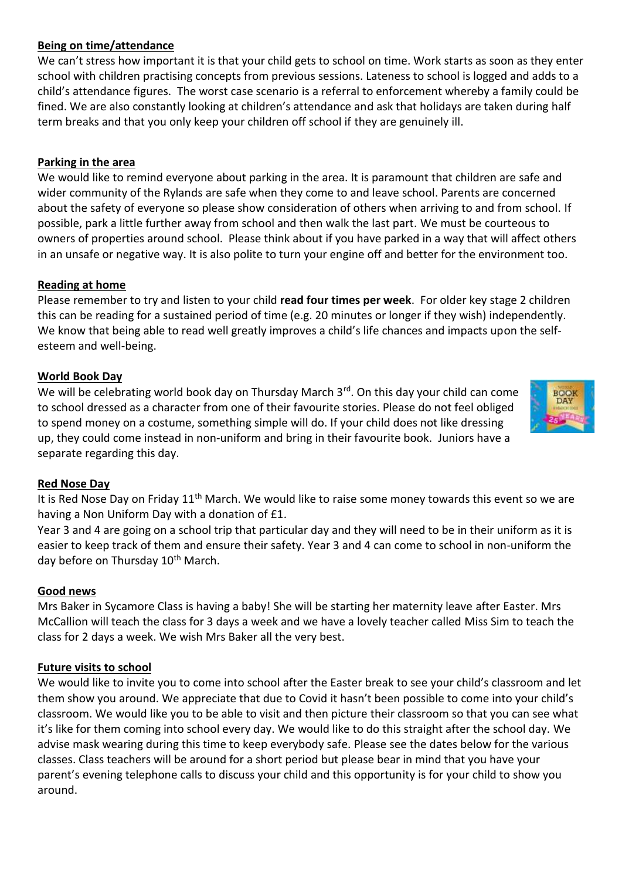**Being on time/attendance**

We can't stress how important it is that your child gets to school on time. Work starts as soon as they enter school with children practising concepts from previous sessions. Lateness to school is logged and adds to a child's attendance figures. The worst case scenario is a referral to enforcement whereby a family could be fined. We are also constantly looking at children's attendance and ask that holidays are taken during half term breaks and that you only keep your children off school if they are genuinely ill.

**Parking in the area**

We would like to remind everyone about parking in the area. It is paramount that children are safe and wider community of the Rylands are safe when they come to and leave school. Parents are concerned about the safety of everyone so please show consideration of others when arriving to and from school. If possible, park a little further away from school and then walk the last part. We must be courteous to owners of properties around school. Please think about if you have parked in a way that will affect others in an unsafe or negative way. It is also polite to turn your engine off and better for the environment too.

**Reading at home**

Please remember to try and listen to your child **read four times per week**. For older key stage 2 children this can be reading for a sustained period of time (e.g. 20 minutes or longer if they wish) independently. We know that being able to read well greatly improves a child's life chances and impacts upon the self-esteem and well-being.

**World Book Day**

We will be celebrating world book day on Thursday March 3rd. On this day your child can come to school dressed as a character from one of their favourite stories. Please do not feel obliged to spend money on a costume, something simple will do. If your child does not like dressing up, they could come instead in non-uniform and bring in their favourite book. Juniors have a separate regarding this day.

**Red Nose Day**

It is Red Nose Day on Friday 11th March. We would like to raise some money towards this event so we are having a Non Uniform Day with a donation of £1.

Year 3 and 4 are going on a school trip that particular day and they will need to be in their uniform as it is easier to keep track of them and ensure their safety. Year 3 and 4 can come to school in non-uniform the day before on Thursday 10th March.

**Good news**

Mrs Baker in Sycamore Class is having a baby! She will be starting her maternity leave after Easter. Mrs McCallion will teach the class for 3 days a week and we have a lovely teacher called Miss Sim to teach the class for 2 days a week. We wish Mrs Baker all the very best.

**Future visits to school**

We would like to invite you to come into school after the Easter break to see your child's classroom and let them show you around. We appreciate that due to Covid it hasn't been possible to come into your child's classroom. We would like you to be able to visit and then picture their classroom so that you can see what it's like for them coming into school every day. We would like to do this straight after the school day. We advise mask wearing during this time to keep everybody safe. Please see the dates below for the various classes. Class teachers will be around for a short period but please bear in mind that you have your parent's evening telephone calls to discuss your child and this opportunity is for your child to show you around.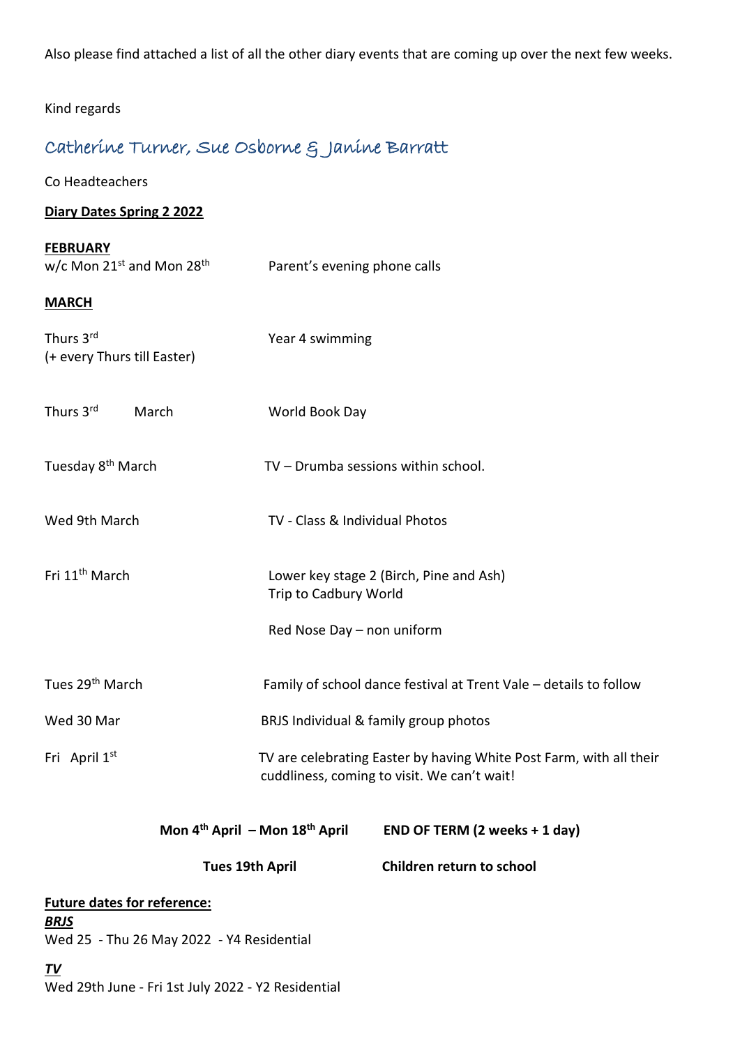Also please find attached a list of all the other diary events that are coming up over the next few weeks.

Kind regards

Catherine Turner, Sue Osborne & Janine Barratt

Co Headteachers

**Diary Dates Spring 2 2022**

**FEBRUARY**

| | |
|---|---|
| w/c Mon 21st and Mon 28th | Parent's evening phone calls |

**MARCH**

| | |
|---|---|
| Thurs 3rd (+ every Thurs till Easter) | Year 4 swimming |
| Thurs 3rd March | World Book Day |
| Tuesday 8th March | TV – Drumba sessions within school. |
| Wed 9th March | TV - Class & Individual Photos |
| Fri 11th March | Lower key stage 2 (Birch, Pine and Ash) Trip to Cadbury World<br><br>Red Nose Day – non uniform |
| Tues 29th March | Family of school dance festival at Trent Vale – details to follow |
| Wed 30 Mar | BRJS Individual & family group photos |
| Fri April 1st | TV are celebrating Easter by having White Post Farm, with all their cuddliness, coming to visit. We can't wait! |

| | |
|---|---|
| **Mon 4th April – Mon 18th April** | **END OF TERM (2 weeks + 1 day)** |
| **Tues 19th April** | **Children return to school** |

**Future dates for reference:**

***BRJS***

Wed 25 - Thu 26 May 2022 - Y4 Residential

***TV***

Wed 29th June - Fri 1st July 2022 - Y2 Residential